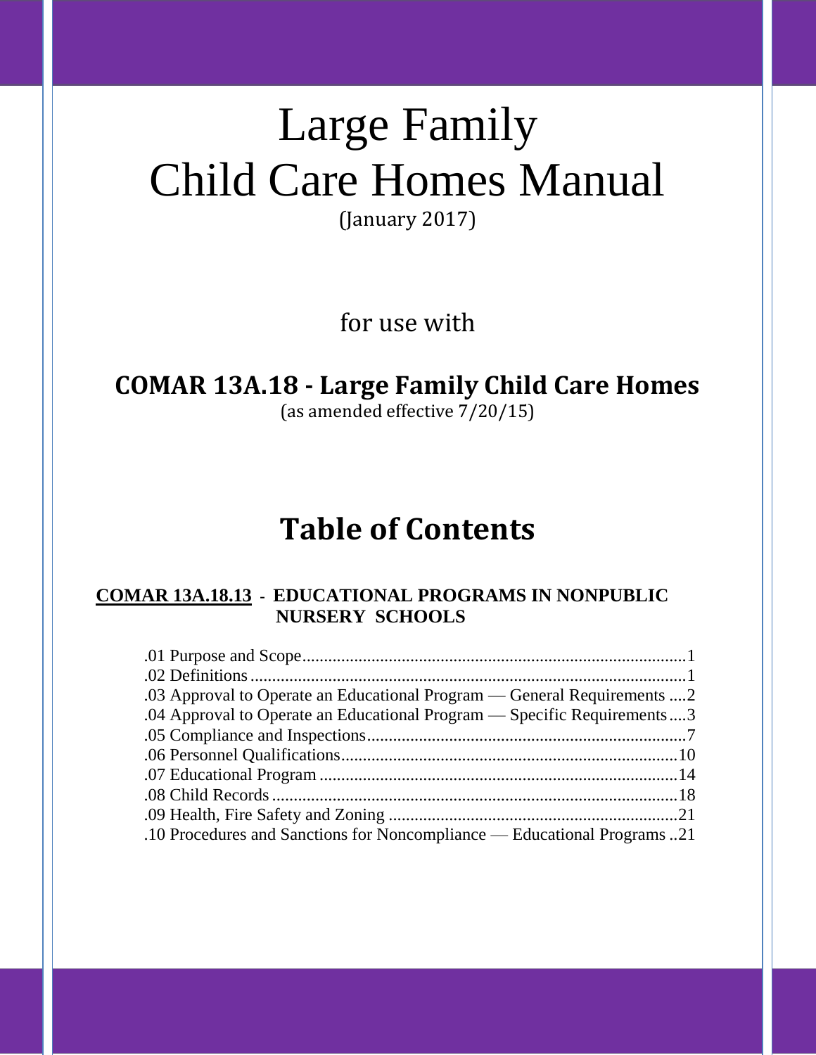# Large Family Child Care Homes Manual

(January 2017)

for use with

## COMAR 13A.18 - Large Family Child Care Homes

(as amended effective 7/20/15)

## Table of Contents

**COMAR 13A.18.13 - EDUCATIONAL PROGRAMS IN NONPUBLIC NURSERY SCHOOLS**

.01 Purpose and Scope....................................................................................1
.02 Definitions.............................................................................................1
.03 Approval to Operate an Educational Program — General Requirements ....2
.04 Approval to Operate an Educational Program — Specific Requirements....3
.05 Compliance and Inspections.......................................................................7
.06 Personnel Qualifications..........................................................................10
.07 Educational Program ...............................................................................14
.08 Child Records..........................................................................................18
.09 Health, Fire Safety and Zoning ..................................................................21
.10 Procedures and Sanctions for Noncompliance — Educational Programs ..21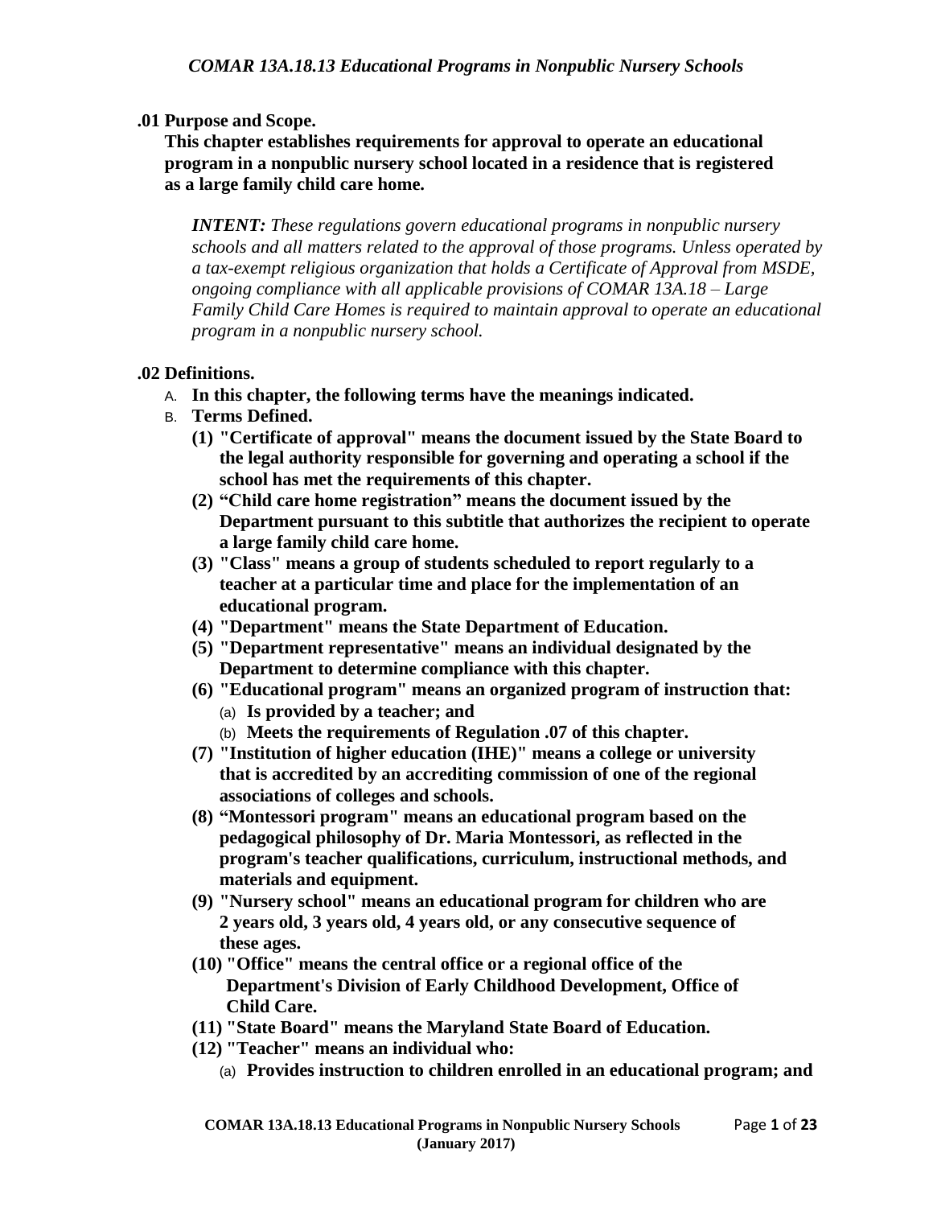### .01 Purpose and Scope.

**This chapter establishes requirements for approval to operate an educational program in a nonpublic nursery school located in a residence that is registered as a large family child care home.**

***INTENT:*** *These regulations govern educational programs in nonpublic nursery schools and all matters related to the approval of those programs. Unless operated by a tax-exempt religious organization that holds a Certificate of Approval from MSDE, ongoing compliance with all applicable provisions of COMAR 13A.18 – Large Family Child Care Homes is required to maintain approval to operate an educational program in a nonpublic nursery school.*

### .02 Definitions.

A. **In this chapter, the following terms have the meanings indicated.**

B. **Terms Defined.**

**(1) "Certificate of approval" means the document issued by the State Board to the legal authority responsible for governing and operating a school if the school has met the requirements of this chapter.**

**(2) "Child care home registration" means the document issued by the Department pursuant to this subtitle that authorizes the recipient to operate a large family child care home.**

**(3) "Class" means a group of students scheduled to report regularly to a teacher at a particular time and place for the implementation of an educational program.**

**(4) "Department" means the State Department of Education.**

**(5) "Department representative" means an individual designated by the Department to determine compliance with this chapter.**

**(6) "Educational program" means an organized program of instruction that:**

(a) **Is provided by a teacher; and**

(b) **Meets the requirements of Regulation .07 of this chapter.**

**(7) "Institution of higher education (IHE)" means a college or university that is accredited by an accrediting commission of one of the regional associations of colleges and schools.**

**(8) "Montessori program" means an educational program based on the pedagogical philosophy of Dr. Maria Montessori, as reflected in the program's teacher qualifications, curriculum, instructional methods, and materials and equipment.**

**(9) "Nursery school" means an educational program for children who are 2 years old, 3 years old, 4 years old, or any consecutive sequence of these ages.**

**(10) "Office" means the central office or a regional office of the Department's Division of Early Childhood Development, Office of Child Care.**

**(11) "State Board" means the Maryland State Board of Education.**

**(12) "Teacher" means an individual who:**

(a) **Provides instruction to children enrolled in an educational program; and**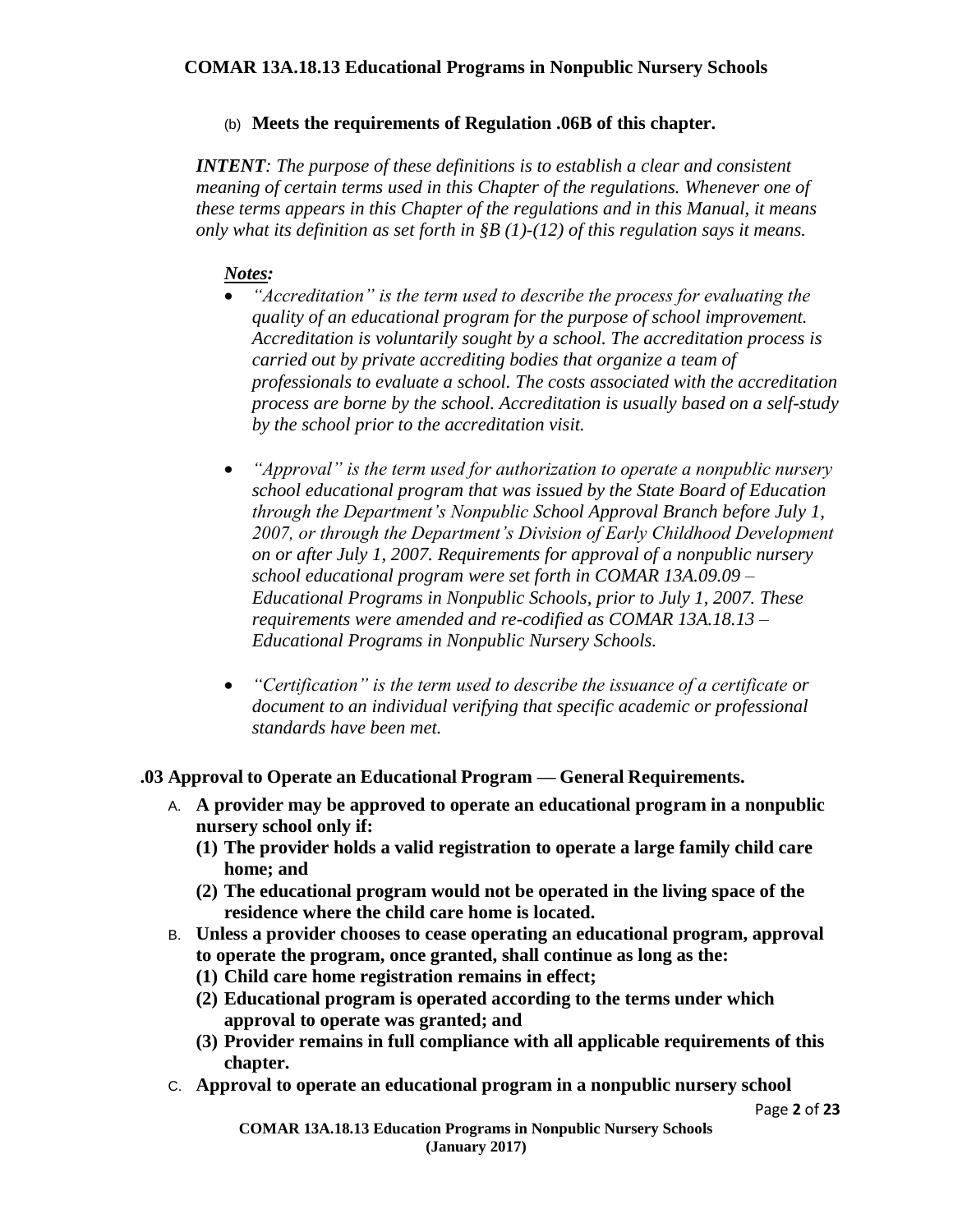(b) **Meets the requirements of Regulation .06B of this chapter.**

***INTENT****: The purpose of these definitions is to establish a clear and consistent meaning of certain terms used in this Chapter of the regulations. Whenever one of these terms appears in this Chapter of the regulations and in this Manual, it means only what its definition as set forth in §B (1)-(12) of this regulation says it means.*

***Notes:***

- *"Accreditation" is the term used to describe the process for evaluating the quality of an educational program for the purpose of school improvement. Accreditation is voluntarily sought by a school. The accreditation process is carried out by private accrediting bodies that organize a team of professionals to evaluate a school. The costs associated with the accreditation process are borne by the school. Accreditation is usually based on a self-study by the school prior to the accreditation visit.*

- *"Approval" is the term used for authorization to operate a nonpublic nursery school educational program that was issued by the State Board of Education through the Department's Nonpublic School Approval Branch before July 1, 2007, or through the Department's Division of Early Childhood Development on or after July 1, 2007. Requirements for approval of a nonpublic nursery school educational program were set forth in COMAR 13A.09.09 – Educational Programs in Nonpublic Schools, prior to July 1, 2007. These requirements were amended and re-codified as COMAR 13A.18.13 – Educational Programs in Nonpublic Nursery Schools.*

- *"Certification" is the term used to describe the issuance of a certificate or document to an individual verifying that specific academic or professional standards have been met.*

## .03 Approval to Operate an Educational Program — General Requirements.

A. **A provider may be approved to operate an educational program in a nonpublic nursery school only if:**
   **(1) The provider holds a valid registration to operate a large family child care home; and**
   **(2) The educational program would not be operated in the living space of the residence where the child care home is located.**

B. **Unless a provider chooses to cease operating an educational program, approval to operate the program, once granted, shall continue as long as the:**
   **(1) Child care home registration remains in effect;**
   **(2) Educational program is operated according to the terms under which approval to operate was granted; and**
   **(3) Provider remains in full compliance with all applicable requirements of this chapter.**

C. **Approval to operate an educational program in a nonpublic nursery school**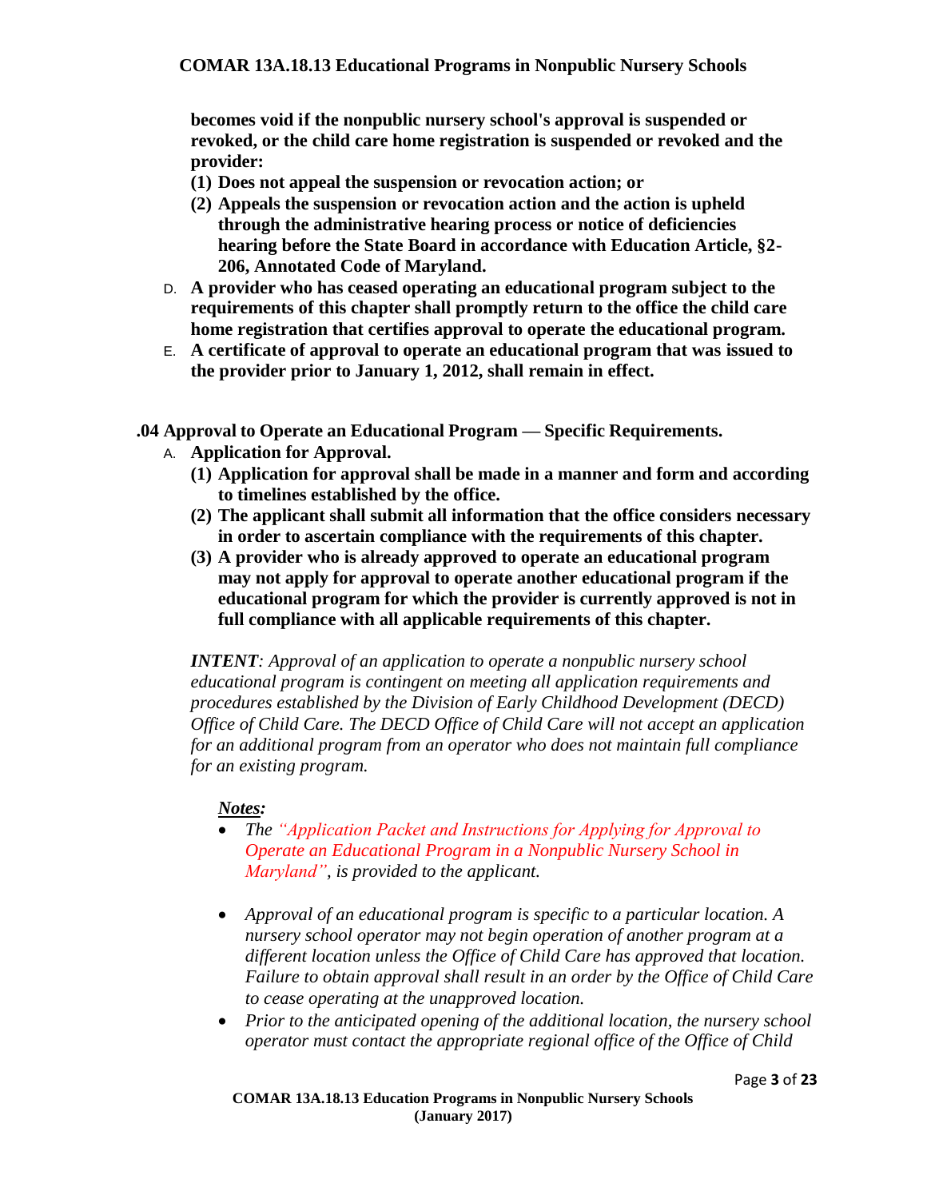**becomes void if the nonpublic nursery school's approval is suspended or revoked, or the child care home registration is suspended or revoked and the provider:**

**(1) Does not appeal the suspension or revocation action; or**

**(2) Appeals the suspension or revocation action and the action is upheld through the administrative hearing process or notice of deficiencies hearing before the State Board in accordance with Education Article, §2-206, Annotated Code of Maryland.**

D. **A provider who has ceased operating an educational program subject to the requirements of this chapter shall promptly return to the office the child care home registration that certifies approval to operate the educational program.**

E. **A certificate of approval to operate an educational program that was issued to the provider prior to January 1, 2012, shall remain in effect.**

## .04 Approval to Operate an Educational Program — Specific Requirements.

A. **Application for Approval.**

**(1) Application for approval shall be made in a manner and form and according to timelines established by the office.**

**(2) The applicant shall submit all information that the office considers necessary in order to ascertain compliance with the requirements of this chapter.**

**(3) A provider who is already approved to operate an educational program may not apply for approval to operate another educational program if the educational program for which the provider is currently approved is not in full compliance with all applicable requirements of this chapter.**

***INTENT****: Approval of an application to operate a nonpublic nursery school educational program is contingent on meeting all application requirements and procedures established by the Division of Early Childhood Development (DECD) Office of Child Care. The DECD Office of Child Care will not accept an application for an additional program from an operator who does not maintain full compliance for an existing program.*

***Notes:***

- *The "Application Packet and Instructions for Applying for Approval to Operate an Educational Program in a Nonpublic Nursery School in Maryland", is provided to the applicant.*
- *Approval of an educational program is specific to a particular location. A nursery school operator may not begin operation of another program at a different location unless the Office of Child Care has approved that location. Failure to obtain approval shall result in an order by the Office of Child Care to cease operating at the unapproved location.*
- *Prior to the anticipated opening of the additional location, the nursery school operator must contact the appropriate regional office of the Office of Child*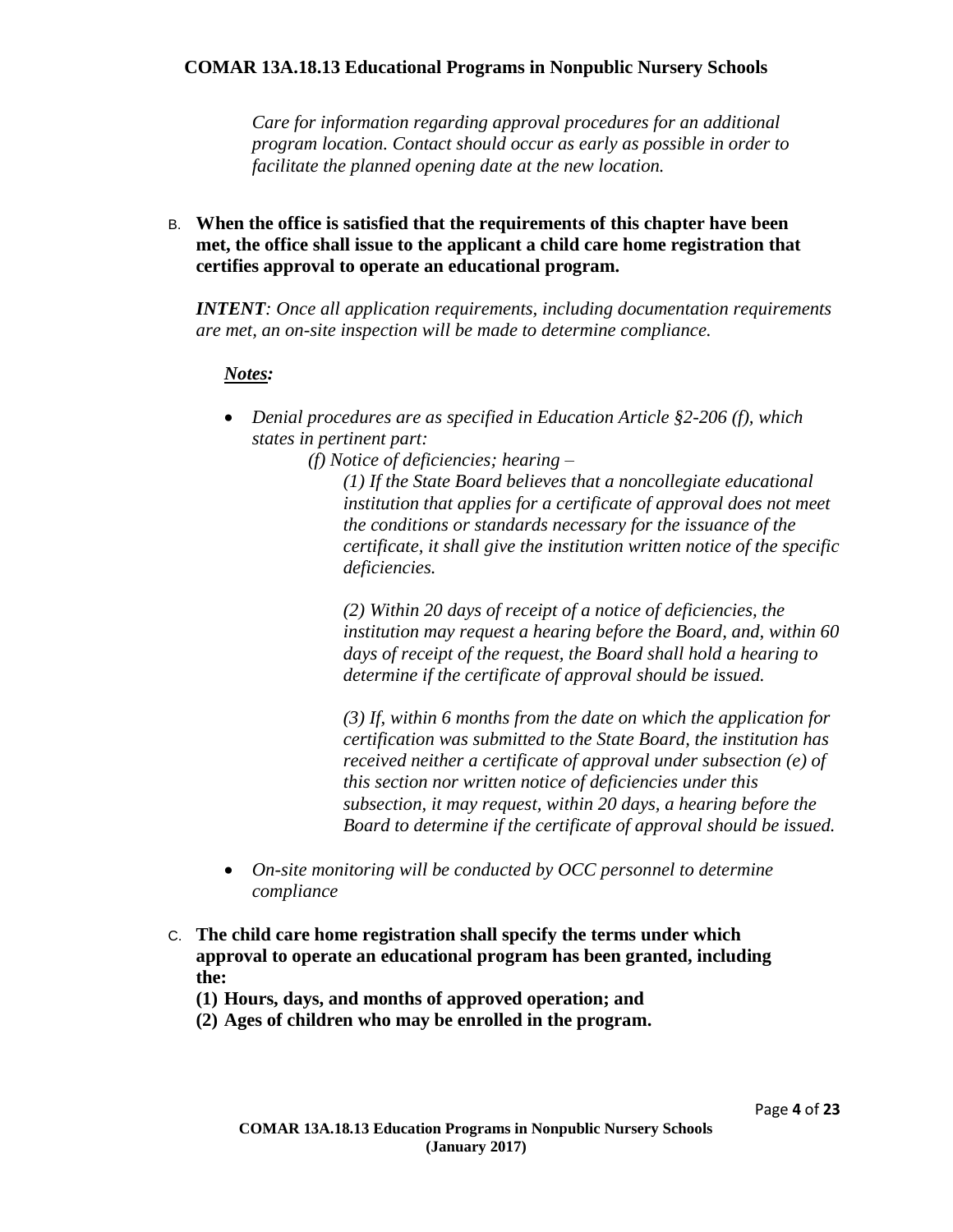*Care for information regarding approval procedures for an additional program location. Contact should occur as early as possible in order to facilitate the planned opening date at the new location.*

B. **When the office is satisfied that the requirements of this chapter have been met, the office shall issue to the applicant a child care home registration that certifies approval to operate an educational program.**

***INTENT****: Once all application requirements, including documentation requirements are met, an on-site inspection will be made to determine compliance.*

***Notes:***

- *Denial procedures are as specified in Education Article §2-206 (f), which states in pertinent part:*

  *(f) Notice of deficiencies; hearing –*

  *(1) If the State Board believes that a noncollegiate educational institution that applies for a certificate of approval does not meet the conditions or standards necessary for the issuance of the certificate, it shall give the institution written notice of the specific deficiencies.*

  *(2) Within 20 days of receipt of a notice of deficiencies, the institution may request a hearing before the Board, and, within 60 days of receipt of the request, the Board shall hold a hearing to determine if the certificate of approval should be issued.*

  *(3) If, within 6 months from the date on which the application for certification was submitted to the State Board, the institution has received neither a certificate of approval under subsection (e) of this section nor written notice of deficiencies under this subsection, it may request, within 20 days, a hearing before the Board to determine if the certificate of approval should be issued.*

- *On-site monitoring will be conducted by OCC personnel to determine compliance*

C. **The child care home registration shall specify the terms under which approval to operate an educational program has been granted, including the:**

**(1) Hours, days, and months of approved operation; and**

**(2) Ages of children who may be enrolled in the program.**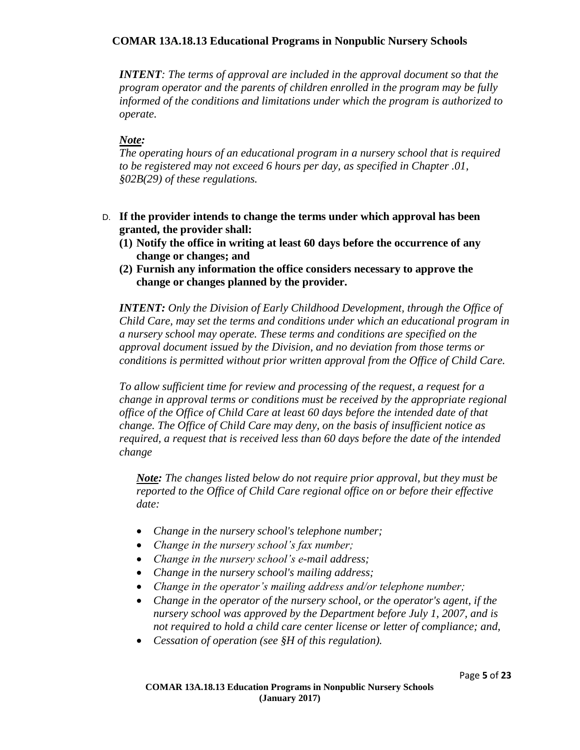*INTENT: The terms of approval are included in the approval document so that the program operator and the parents of children enrolled in the program may be fully informed of the conditions and limitations under which the program is authorized to operate.*

***Note:***
*The operating hours of an educational program in a nursery school that is required to be registered may not exceed 6 hours per day, as specified in Chapter .01, §02B(29) of these regulations.*

D. **If the provider intends to change the terms under which approval has been granted, the provider shall:**
   **(1) Notify the office in writing at least 60 days before the occurrence of any change or changes; and**
   **(2) Furnish any information the office considers necessary to approve the change or changes planned by the provider.**

***INTENT:*** *Only the Division of Early Childhood Development, through the Office of Child Care, may set the terms and conditions under which an educational program in a nursery school may operate. These terms and conditions are specified on the approval document issued by the Division, and no deviation from those terms or conditions is permitted without prior written approval from the Office of Child Care.*

*To allow sufficient time for review and processing of the request, a request for a change in approval terms or conditions must be received by the appropriate regional office of the Office of Child Care at least 60 days before the intended date of that change. The Office of Child Care may deny, on the basis of insufficient notice as required, a request that is received less than 60 days before the date of the intended change*

***Note:*** *The changes listed below do not require prior approval, but they must be reported to the Office of Child Care regional office on or before their effective date:*

- *Change in the nursery school's telephone number;*
- *Change in the nursery school's fax number;*
- *Change in the nursery school's e-mail address;*
- *Change in the nursery school's mailing address;*
- *Change in the operator's mailing address and/or telephone number;*
- *Change in the operator of the nursery school, or the operator's agent, if the nursery school was approved by the Department before July 1, 2007, and is not required to hold a child care center license or letter of compliance; and,*
- *Cessation of operation (see §H of this regulation).*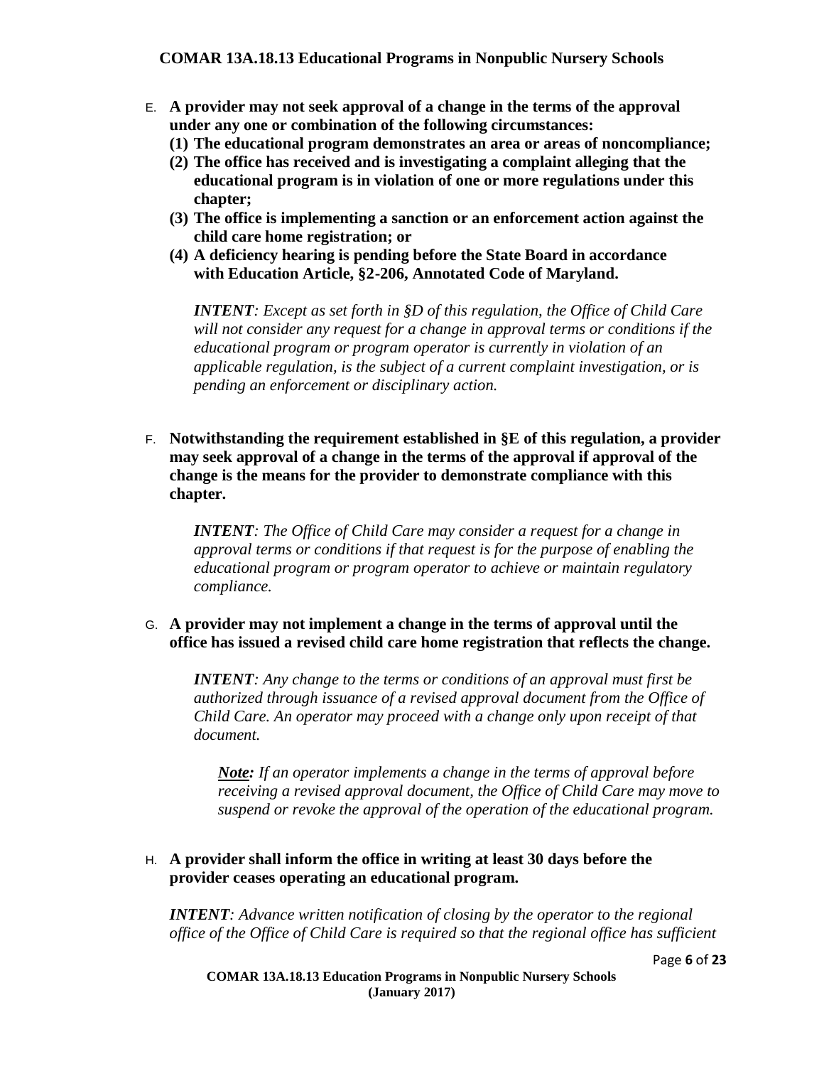E. **A provider may not seek approval of a change in the terms of the approval under any one or combination of the following circumstances:**
   **(1) The educational program demonstrates an area or areas of noncompliance;**
   **(2) The office has received and is investigating a complaint alleging that the educational program is in violation of one or more regulations under this chapter;**
   **(3) The office is implementing a sanction or an enforcement action against the child care home registration; or**
   **(4) A deficiency hearing is pending before the State Board in accordance with Education Article, §2-206, Annotated Code of Maryland.**

   ***INTENT**: Except as set forth in §D of this regulation, the Office of Child Care will not consider any request for a change in approval terms or conditions if the educational program or program operator is currently in violation of an applicable regulation, is the subject of a current complaint investigation, or is pending an enforcement or disciplinary action.*

F. **Notwithstanding the requirement established in §E of this regulation, a provider may seek approval of a change in the terms of the approval if approval of the change is the means for the provider to demonstrate compliance with this chapter.**

   ***INTENT**: The Office of Child Care may consider a request for a change in approval terms or conditions if that request is for the purpose of enabling the educational program or program operator to achieve or maintain regulatory compliance.*

G. **A provider may not implement a change in the terms of approval until the office has issued a revised child care home registration that reflects the change.**

   ***INTENT**: Any change to the terms or conditions of an approval must first be authorized through issuance of a revised approval document from the Office of Child Care. An operator may proceed with a change only upon receipt of that document.*

   ***Note:** If an operator implements a change in the terms of approval before receiving a revised approval document, the Office of Child Care may move to suspend or revoke the approval of the operation of the educational program.*

H. **A provider shall inform the office in writing at least 30 days before the provider ceases operating an educational program.**

   ***INTENT**: Advance written notification of closing by the operator to the regional office of the Office of Child Care is required so that the regional office has sufficient*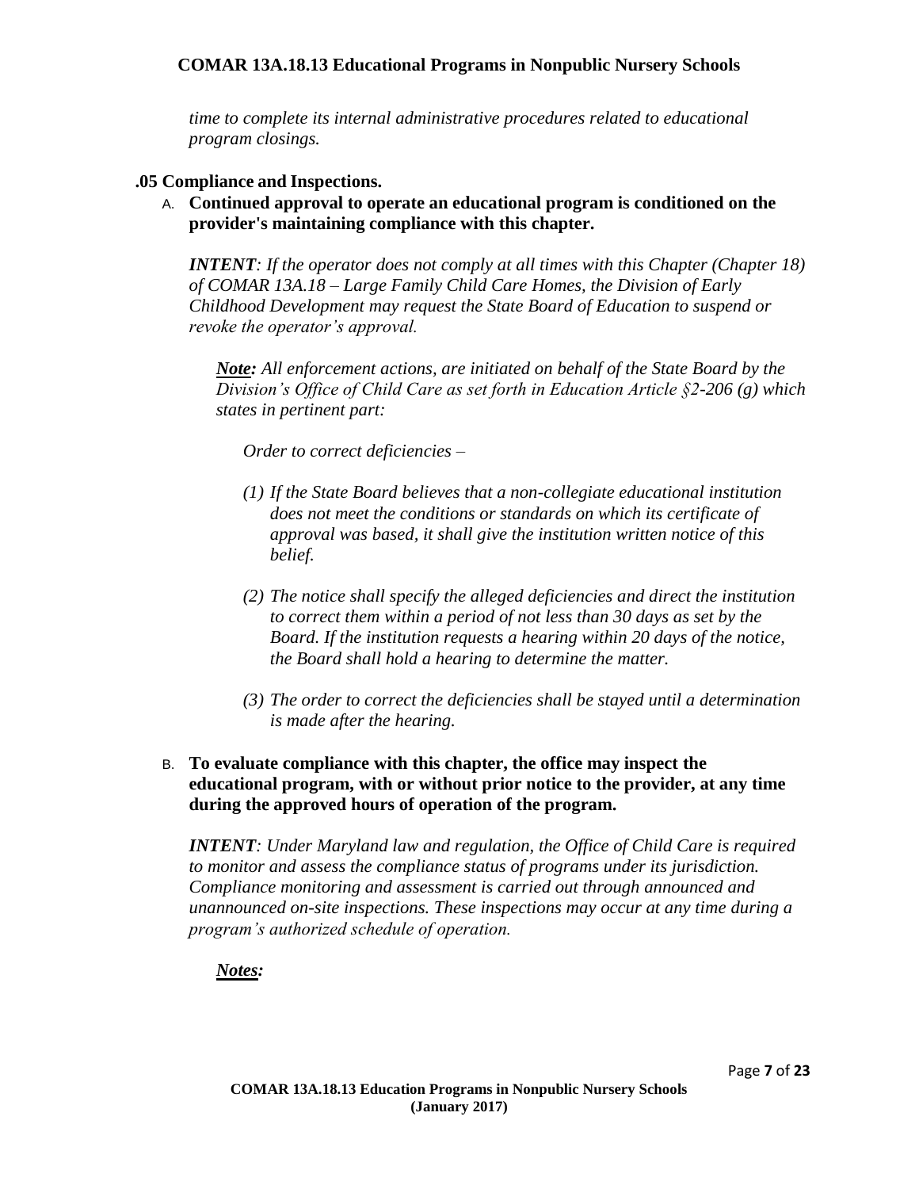*time to complete its internal administrative procedures related to educational program closings.*

### .05 Compliance and Inspections.

A. **Continued approval to operate an educational program is conditioned on the provider's maintaining compliance with this chapter.**

***INTENT****: If the operator does not comply at all times with this Chapter (Chapter 18) of COMAR 13A.18 – Large Family Child Care Homes, the Division of Early Childhood Development may request the State Board of Education to suspend or revoke the operator's approval.*

***Note:*** *All enforcement actions, are initiated on behalf of the State Board by the Division's Office of Child Care as set forth in Education Article §2-206 (g) which states in pertinent part:*

*Order to correct deficiencies –*

*(1) If the State Board believes that a non-collegiate educational institution does not meet the conditions or standards on which its certificate of approval was based, it shall give the institution written notice of this belief.*

*(2) The notice shall specify the alleged deficiencies and direct the institution to correct them within a period of not less than 30 days as set by the Board. If the institution requests a hearing within 20 days of the notice, the Board shall hold a hearing to determine the matter.*

*(3) The order to correct the deficiencies shall be stayed until a determination is made after the hearing.*

B. **To evaluate compliance with this chapter, the office may inspect the educational program, with or without prior notice to the provider, at any time during the approved hours of operation of the program.**

***INTENT****: Under Maryland law and regulation, the Office of Child Care is required to monitor and assess the compliance status of programs under its jurisdiction. Compliance monitoring and assessment is carried out through announced and unannounced on-site inspections. These inspections may occur at any time during a program's authorized schedule of operation.*

***Notes:***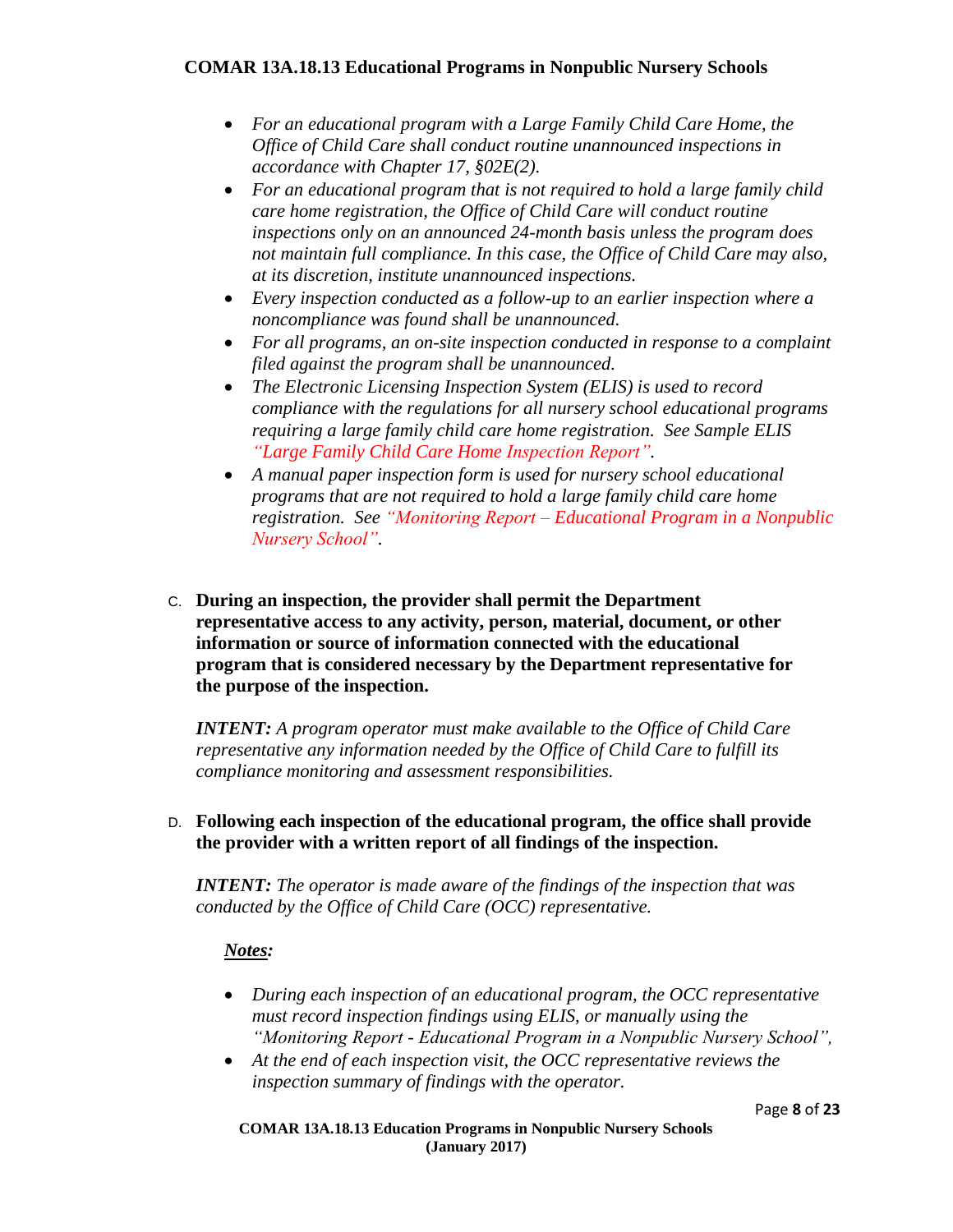- *For an educational program with a Large Family Child Care Home, the Office of Child Care shall conduct routine unannounced inspections in accordance with Chapter 17, §02E(2).*
- *For an educational program that is not required to hold a large family child care home registration, the Office of Child Care will conduct routine inspections only on an announced 24-month basis unless the program does not maintain full compliance. In this case, the Office of Child Care may also, at its discretion, institute unannounced inspections.*
- *Every inspection conducted as a follow-up to an earlier inspection where a noncompliance was found shall be unannounced.*
- *For all programs, an on-site inspection conducted in response to a complaint filed against the program shall be unannounced.*
- *The Electronic Licensing Inspection System (ELIS) is used to record compliance with the regulations for all nursery school educational programs requiring a large family child care home registration. See Sample ELIS "Large Family Child Care Home Inspection Report".*
- *A manual paper inspection form is used for nursery school educational programs that are not required to hold a large family child care home registration. See "Monitoring Report – Educational Program in a Nonpublic Nursery School".*

C. **During an inspection, the provider shall permit the Department representative access to any activity, person, material, document, or other information or source of information connected with the educational program that is considered necessary by the Department representative for the purpose of the inspection.**

***INTENT:*** *A program operator must make available to the Office of Child Care representative any information needed by the Office of Child Care to fulfill its compliance monitoring and assessment responsibilities.*

D. **Following each inspection of the educational program, the office shall provide the provider with a written report of all findings of the inspection.**

***INTENT:*** *The operator is made aware of the findings of the inspection that was conducted by the Office of Child Care (OCC) representative.*

***Notes:***

- *During each inspection of an educational program, the OCC representative must record inspection findings using ELIS, or manually using the "Monitoring Report - Educational Program in a Nonpublic Nursery School",*
- *At the end of each inspection visit, the OCC representative reviews the inspection summary of findings with the operator.*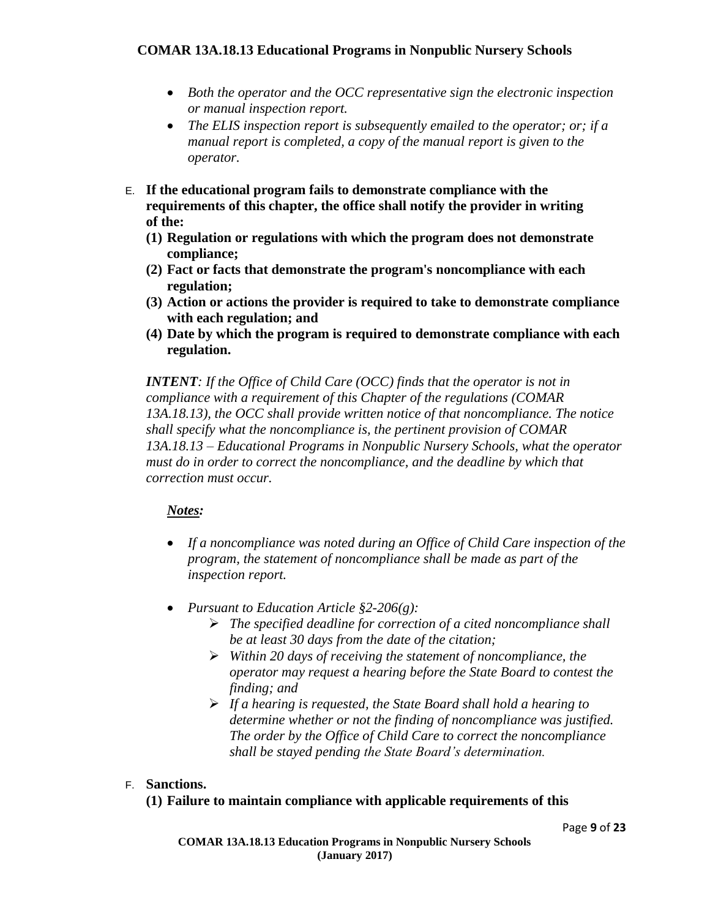- *Both the operator and the OCC representative sign the electronic inspection or manual inspection report.*
- *The ELIS inspection report is subsequently emailed to the operator; or; if a manual report is completed, a copy of the manual report is given to the operator.*

E. **If the educational program fails to demonstrate compliance with the requirements of this chapter, the office shall notify the provider in writing of the:**

**(1) Regulation or regulations with which the program does not demonstrate compliance;**

**(2) Fact or facts that demonstrate the program's noncompliance with each regulation;**

**(3) Action or actions the provider is required to take to demonstrate compliance with each regulation; and**

**(4) Date by which the program is required to demonstrate compliance with each regulation.**

***INTENT****: If the Office of Child Care (OCC) finds that the operator is not in compliance with a requirement of this Chapter of the regulations (COMAR 13A.18.13), the OCC shall provide written notice of that noncompliance. The notice shall specify what the noncompliance is, the pertinent provision of COMAR 13A.18.13 – Educational Programs in Nonpublic Nursery Schools, what the operator must do in order to correct the noncompliance, and the deadline by which that correction must occur.*

***Notes:***

- *If a noncompliance was noted during an Office of Child Care inspection of the program, the statement of noncompliance shall be made as part of the inspection report.*
- *Pursuant to Education Article §2-206(g):*
  - *The specified deadline for correction of a cited noncompliance shall be at least 30 days from the date of the citation;*
  - *Within 20 days of receiving the statement of noncompliance, the operator may request a hearing before the State Board to contest the finding; and*
  - *If a hearing is requested, the State Board shall hold a hearing to determine whether or not the finding of noncompliance was justified. The order by the Office of Child Care to correct the noncompliance shall be stayed pending the State Board's determination.*

F. **Sanctions.**

**(1) Failure to maintain compliance with applicable requirements of this**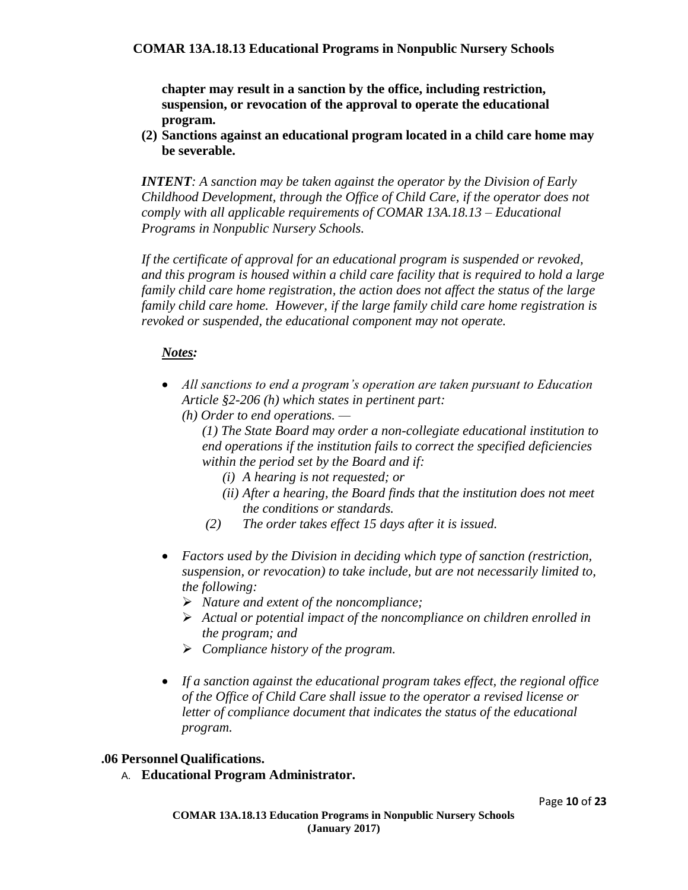**chapter may result in a sanction by the office, including restriction, suspension, or revocation of the approval to operate the educational program.**

**(2) Sanctions against an educational program located in a child care home may be severable.**

***INTENT****: A sanction may be taken against the operator by the Division of Early Childhood Development, through the Office of Child Care, if the operator does not comply with all applicable requirements of COMAR 13A.18.13 – Educational Programs in Nonpublic Nursery Schools.*

*If the certificate of approval for an educational program is suspended or revoked, and this program is housed within a child care facility that is required to hold a large family child care home registration, the action does not affect the status of the large family child care home. However, if the large family child care home registration is revoked or suspended, the educational component may not operate.*

***Notes:***

- *All sanctions to end a program's operation are taken pursuant to Education Article §2-206 (h) which states in pertinent part:*
  *(h) Order to end operations. —*
  *(1) The State Board may order a non-collegiate educational institution to end operations if the institution fails to correct the specified deficiencies within the period set by the Board and if:*
    - *(i) A hearing is not requested; or*
    - *(ii) After a hearing, the Board finds that the institution does not meet the conditions or standards.*

  *(2) The order takes effect 15 days after it is issued.*

- *Factors used by the Division in deciding which type of sanction (restriction, suspension, or revocation) to take include, but are not necessarily limited to, the following:*
  - *Nature and extent of the noncompliance;*
  - *Actual or potential impact of the noncompliance on children enrolled in the program; and*
  - *Compliance history of the program.*

- *If a sanction against the educational program takes effect, the regional office of the Office of Child Care shall issue to the operator a revised license or letter of compliance document that indicates the status of the educational program.*

### .06 Personnel Qualifications.

A. **Educational Program Administrator.**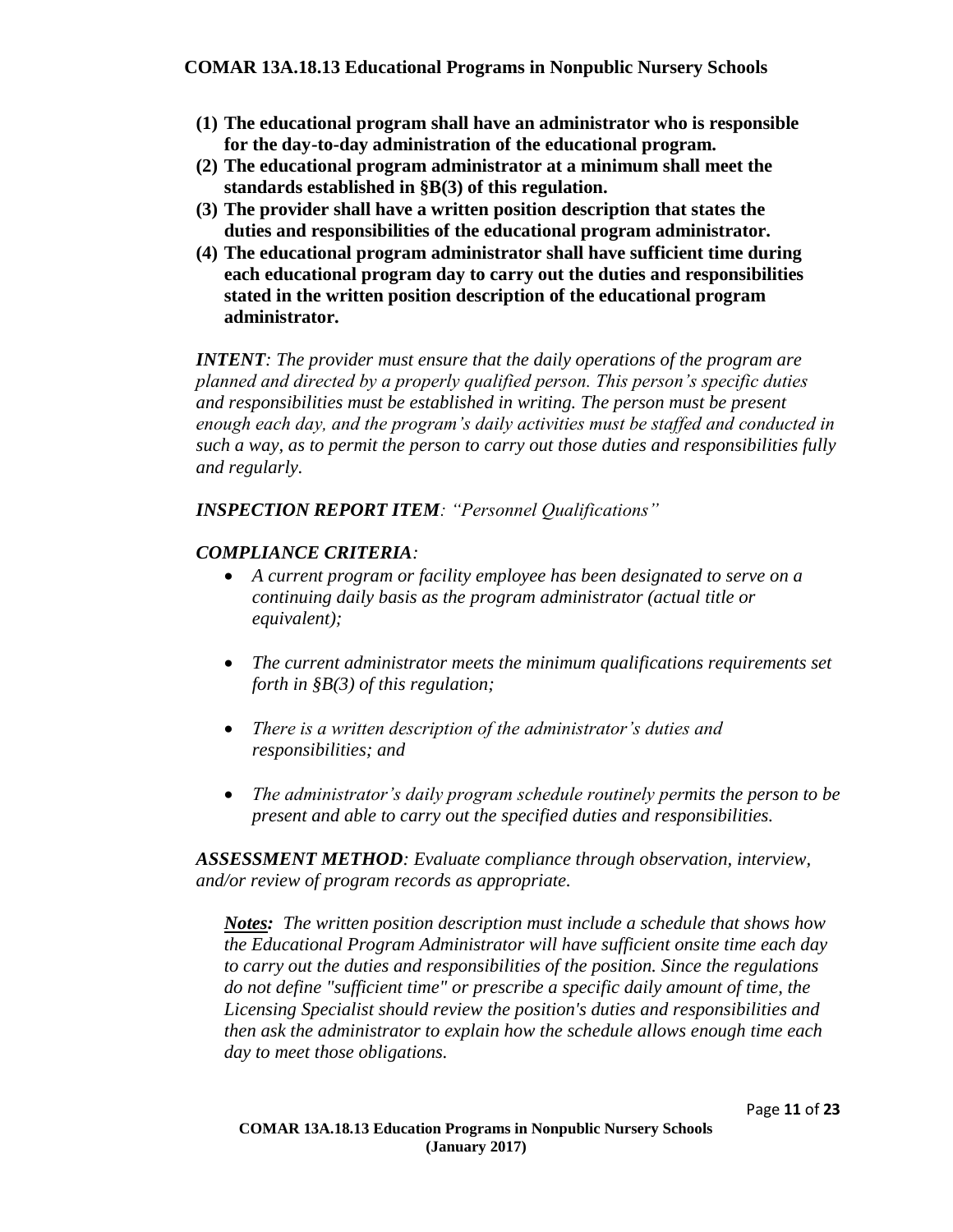**(1) The educational program shall have an administrator who is responsible for the day-to-day administration of the educational program.**

**(2) The educational program administrator at a minimum shall meet the standards established in §B(3) of this regulation.**

**(3) The provider shall have a written position description that states the duties and responsibilities of the educational program administrator.**

**(4) The educational program administrator shall have sufficient time during each educational program day to carry out the duties and responsibilities stated in the written position description of the educational program administrator.**

***INTENT****: The provider must ensure that the daily operations of the program are planned and directed by a properly qualified person. This person's specific duties and responsibilities must be established in writing. The person must be present enough each day, and the program's daily activities must be staffed and conducted in such a way, as to permit the person to carry out those duties and responsibilities fully and regularly.*

***INSPECTION REPORT ITEM****: "Personnel Qualifications"*

***COMPLIANCE CRITERIA****:*

- *A current program or facility employee has been designated to serve on a continuing daily basis as the program administrator (actual title or equivalent);*
- *The current administrator meets the minimum qualifications requirements set forth in §B(3) of this regulation;*
- *There is a written description of the administrator's duties and responsibilities; and*
- *The administrator's daily program schedule routinely permits the person to be present and able to carry out the specified duties and responsibilities.*

***ASSESSMENT METHOD****: Evaluate compliance through observation, interview, and/or review of program records as appropriate.*

***Notes:*** *The written position description must include a schedule that shows how the Educational Program Administrator will have sufficient onsite time each day to carry out the duties and responsibilities of the position. Since the regulations do not define "sufficient time" or prescribe a specific daily amount of time, the Licensing Specialist should review the position's duties and responsibilities and then ask the administrator to explain how the schedule allows enough time each day to meet those obligations.*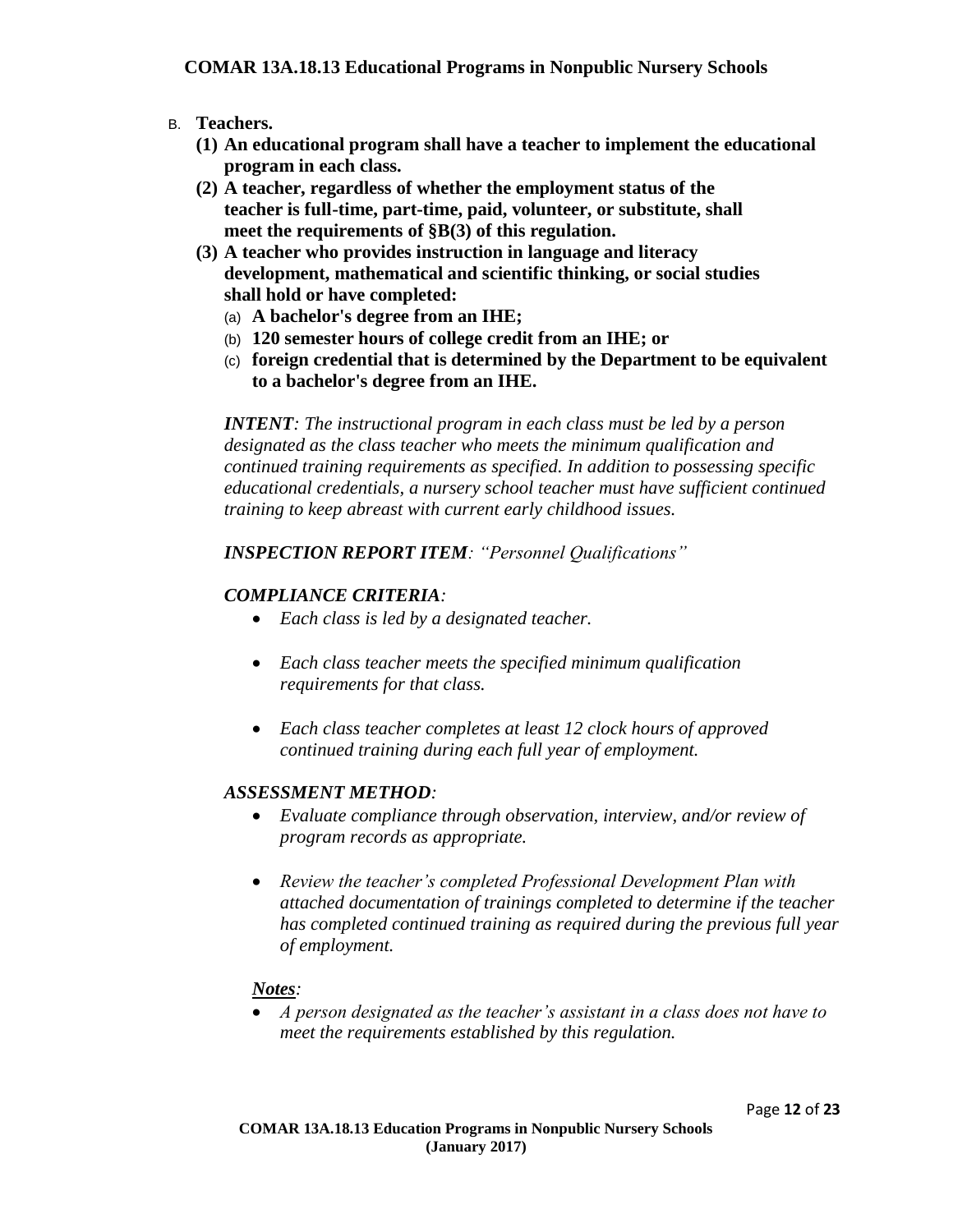B. **Teachers.**
   **(1) An educational program shall have a teacher to implement the educational program in each class.**
   **(2) A teacher, regardless of whether the employment status of the teacher is full-time, part-time, paid, volunteer, or substitute, shall meet the requirements of §B(3) of this regulation.**
   **(3) A teacher who provides instruction in language and literacy development, mathematical and scientific thinking, or social studies shall hold or have completed:**
      (a) **A bachelor's degree from an IHE;**
      (b) **120 semester hours of college credit from an IHE; or**
      (c) **foreign credential that is determined by the Department to be equivalent to a bachelor's degree from an IHE.**

***INTENT****: The instructional program in each class must be led by a person designated as the class teacher who meets the minimum qualification and continued training requirements as specified. In addition to possessing specific educational credentials, a nursery school teacher must have sufficient continued training to keep abreast with current early childhood issues.*

***INSPECTION REPORT ITEM****: "Personnel Qualifications"*

***COMPLIANCE CRITERIA****:*

- *Each class is led by a designated teacher.*
- *Each class teacher meets the specified minimum qualification requirements for that class.*
- *Each class teacher completes at least 12 clock hours of approved continued training during each full year of employment.*

***ASSESSMENT METHOD****:*

- *Evaluate compliance through observation, interview, and/or review of program records as appropriate.*
- *Review the teacher's completed Professional Development Plan with attached documentation of trainings completed to determine if the teacher has completed continued training as required during the previous full year of employment.*

***Notes****:*

- *A person designated as the teacher's assistant in a class does not have to meet the requirements established by this regulation.*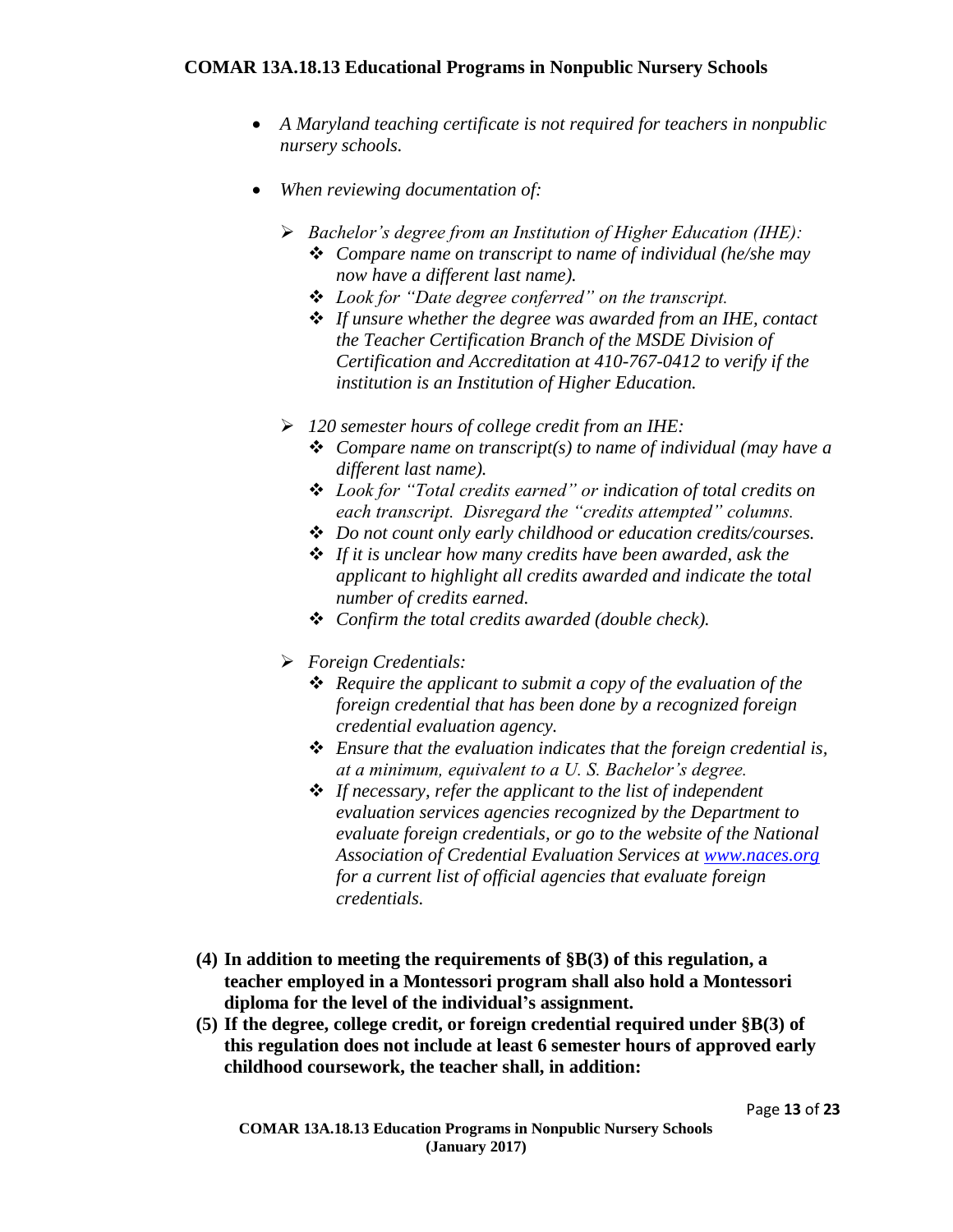- *A Maryland teaching certificate is not required for teachers in nonpublic nursery schools.*

- *When reviewing documentation of:*

  - *Bachelor's degree from an Institution of Higher Education (IHE):*
    - *Compare name on transcript to name of individual (he/she may now have a different last name).*
    - *Look for "Date degree conferred" on the transcript.*
    - *If unsure whether the degree was awarded from an IHE, contact the Teacher Certification Branch of the MSDE Division of Certification and Accreditation at 410-767-0412 to verify if the institution is an Institution of Higher Education.*

  - *120 semester hours of college credit from an IHE:*
    - *Compare name on transcript(s) to name of individual (may have a different last name).*
    - *Look for "Total credits earned" or indication of total credits on each transcript. Disregard the "credits attempted" columns.*
    - *Do not count only early childhood or education credits/courses.*
    - *If it is unclear how many credits have been awarded, ask the applicant to highlight all credits awarded and indicate the total number of credits earned.*
    - *Confirm the total credits awarded (double check).*

  - *Foreign Credentials:*
    - *Require the applicant to submit a copy of the evaluation of the foreign credential that has been done by a recognized foreign credential evaluation agency.*
    - *Ensure that the evaluation indicates that the foreign credential is, at a minimum, equivalent to a U. S. Bachelor's degree.*
    - *If necessary, refer the applicant to the list of independent evaluation services agencies recognized by the Department to evaluate foreign credentials, or go to the website of the National Association of Credential Evaluation Services at [www.naces.org](http://www.naces.org) for a current list of official agencies that evaluate foreign credentials.*

**(4) In addition to meeting the requirements of §B(3) of this regulation, a teacher employed in a Montessori program shall also hold a Montessori diploma for the level of the individual's assignment.**

**(5) If the degree, college credit, or foreign credential required under §B(3) of this regulation does not include at least 6 semester hours of approved early childhood coursework, the teacher shall, in addition:**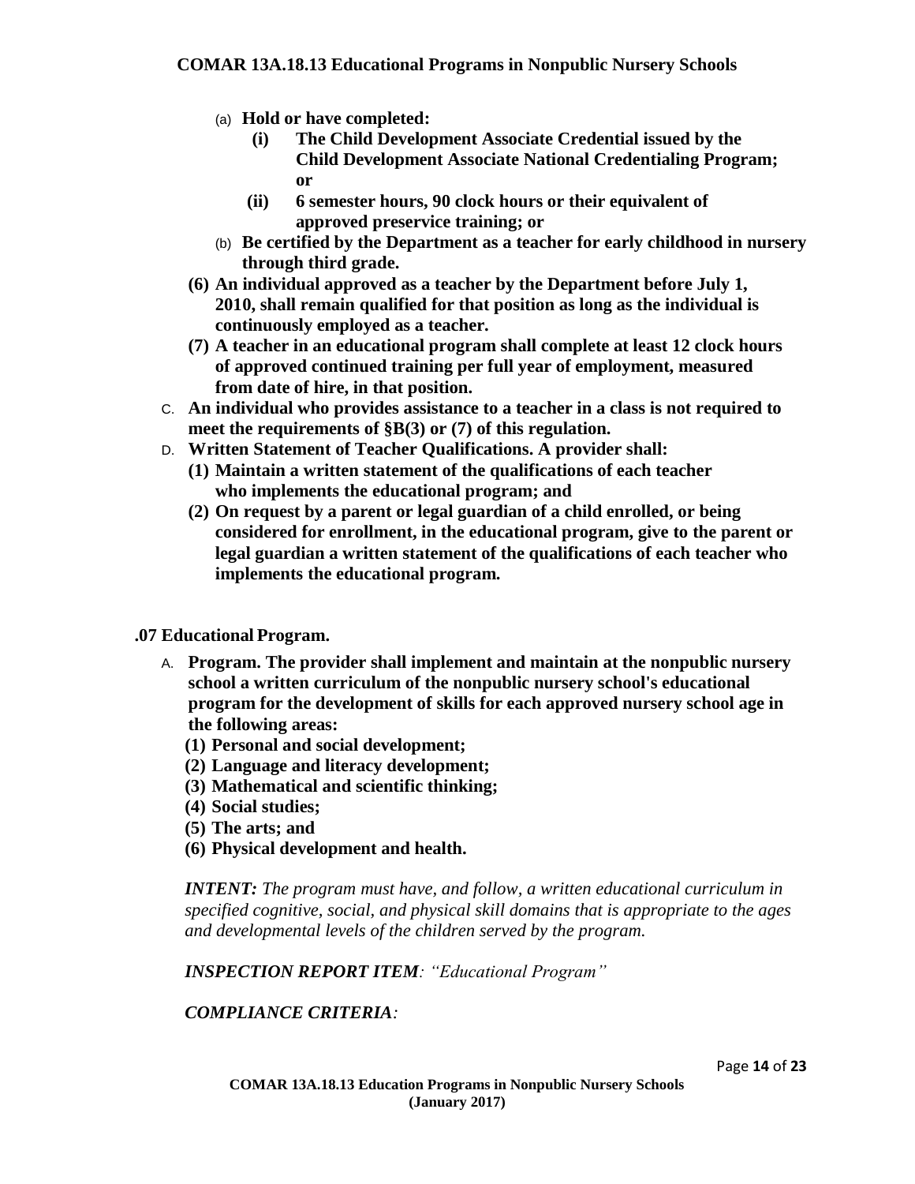(a) **Hold or have completed:**

   **(i) The Child Development Associate Credential issued by the Child Development Associate National Credentialing Program; or**

   **(ii) 6 semester hours, 90 clock hours or their equivalent of approved preservice training; or**

(b) **Be certified by the Department as a teacher for early childhood in nursery through third grade.**

**(6) An individual approved as a teacher by the Department before July 1, 2010, shall remain qualified for that position as long as the individual is continuously employed as a teacher.**

**(7) A teacher in an educational program shall complete at least 12 clock hours of approved continued training per full year of employment, measured from date of hire, in that position.**

C. **An individual who provides assistance to a teacher in a class is not required to meet the requirements of §B(3) or (7) of this regulation.**

D. **Written Statement of Teacher Qualifications. A provider shall:**

**(1) Maintain a written statement of the qualifications of each teacher who implements the educational program; and**

**(2) On request by a parent or legal guardian of a child enrolled, or being considered for enrollment, in the educational program, give to the parent or legal guardian a written statement of the qualifications of each teacher who implements the educational program.**

## .07 Educational Program.

A. **Program. The provider shall implement and maintain at the nonpublic nursery school a written curriculum of the nonpublic nursery school's educational program for the development of skills for each approved nursery school age in the following areas:**

**(1) Personal and social development;**

**(2) Language and literacy development;**

**(3) Mathematical and scientific thinking;**

**(4) Social studies;**

**(5) The arts; and**

**(6) Physical development and health.**

***INTENT:*** *The program must have, and follow, a written educational curriculum in specified cognitive, social, and physical skill domains that is appropriate to the ages and developmental levels of the children served by the program.*

***INSPECTION REPORT ITEM****: "Educational Program"*

***COMPLIANCE CRITERIA****:*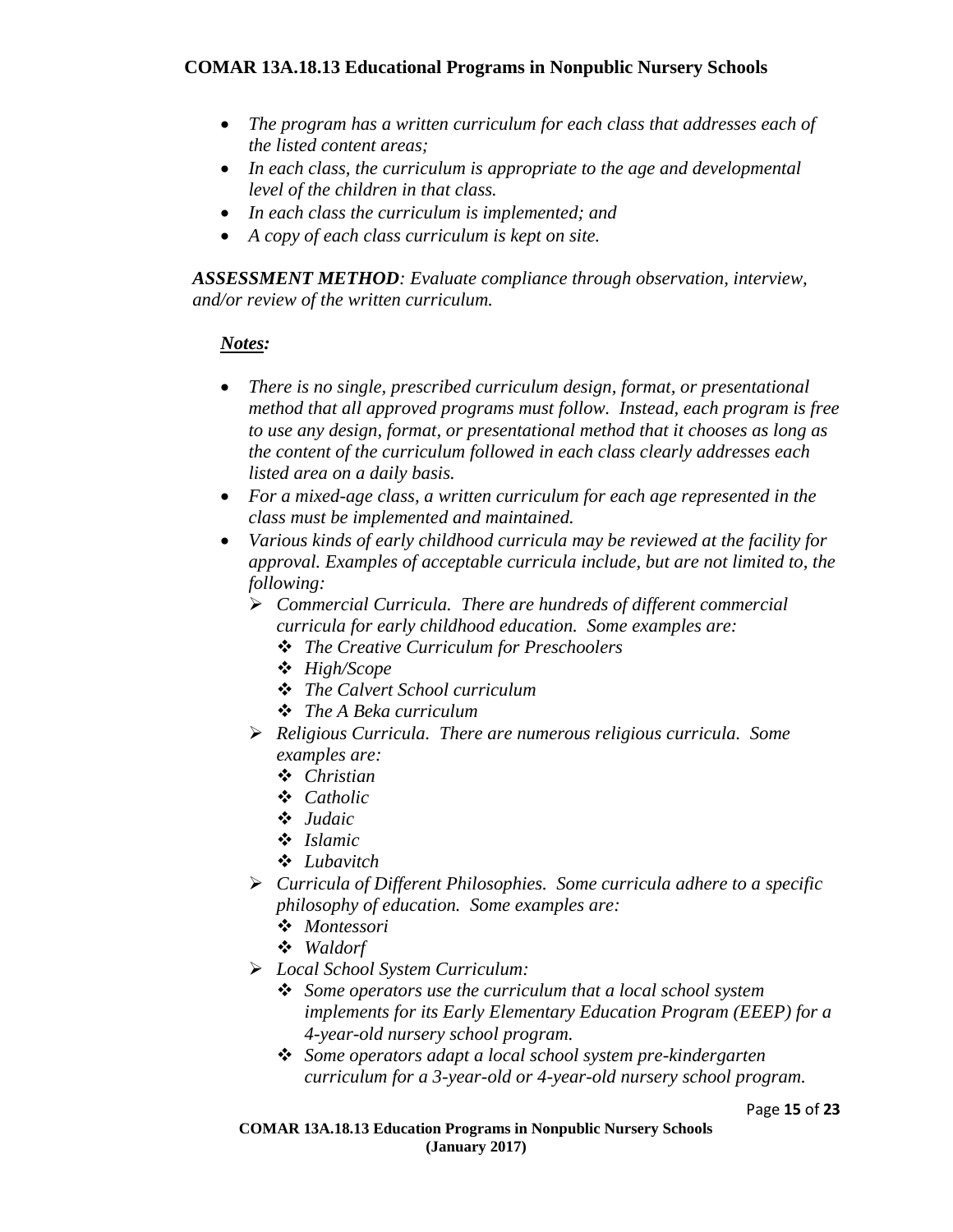- *The program has a written curriculum for each class that addresses each of the listed content areas;*
- *In each class, the curriculum is appropriate to the age and developmental level of the children in that class.*
- *In each class the curriculum is implemented; and*
- *A copy of each class curriculum is kept on site.*

***ASSESSMENT METHOD****: Evaluate compliance through observation, interview, and/or review of the written curriculum.*

***Notes:***

- *There is no single, prescribed curriculum design, format, or presentational method that all approved programs must follow. Instead, each program is free to use any design, format, or presentational method that it chooses as long as the content of the curriculum followed in each class clearly addresses each listed area on a daily basis.*
- *For a mixed-age class, a written curriculum for each age represented in the class must be implemented and maintained.*
- *Various kinds of early childhood curricula may be reviewed at the facility for approval. Examples of acceptable curricula include, but are not limited to, the following:*
  - *Commercial Curricula. There are hundreds of different commercial curricula for early childhood education. Some examples are:*
    - *The Creative Curriculum for Preschoolers*
    - *High/Scope*
    - *The Calvert School curriculum*
    - *The A Beka curriculum*
  - *Religious Curricula. There are numerous religious curricula. Some examples are:*
    - *Christian*
    - *Catholic*
    - *Judaic*
    - *Islamic*
    - *Lubavitch*
  - *Curricula of Different Philosophies. Some curricula adhere to a specific philosophy of education. Some examples are:*
    - *Montessori*
    - *Waldorf*
  - *Local School System Curriculum:*
    - *Some operators use the curriculum that a local school system implements for its Early Elementary Education Program (EEEP) for a 4-year-old nursery school program.*
    - *Some operators adapt a local school system pre-kindergarten curriculum for a 3-year-old or 4-year-old nursery school program.*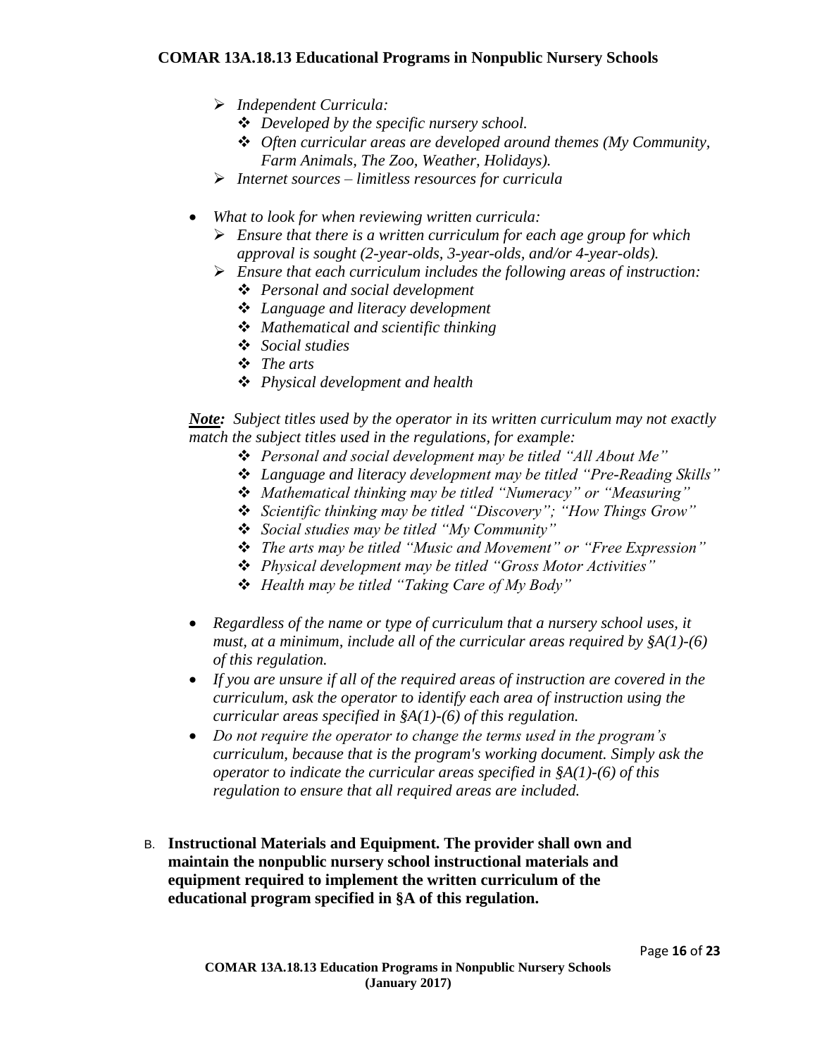- *Independent Curricula:*
  - *Developed by the specific nursery school.*
  - *Often curricular areas are developed around themes (My Community, Farm Animals, The Zoo, Weather, Holidays).*
- *Internet sources – limitless resources for curricula*

- *What to look for when reviewing written curricula:*
  - *Ensure that there is a written curriculum for each age group for which approval is sought (2-year-olds, 3-year-olds, and/or 4-year-olds).*
  - *Ensure that each curriculum includes the following areas of instruction:*
    - *Personal and social development*
    - *Language and literacy development*
    - *Mathematical and scientific thinking*
    - *Social studies*
    - *The arts*
    - *Physical development and health*

***Note:*** *Subject titles used by the operator in its written curriculum may not exactly match the subject titles used in the regulations, for example:*

- *Personal and social development may be titled "All About Me"*
- *Language and literacy development may be titled "Pre-Reading Skills"*
- *Mathematical thinking may be titled "Numeracy" or "Measuring"*
- *Scientific thinking may be titled "Discovery"; "How Things Grow"*
- *Social studies may be titled "My Community"*
- *The arts may be titled "Music and Movement" or "Free Expression"*
- *Physical development may be titled "Gross Motor Activities"*
- *Health may be titled "Taking Care of My Body"*

- *Regardless of the name or type of curriculum that a nursery school uses, it must, at a minimum, include all of the curricular areas required by §A(1)-(6) of this regulation.*
- *If you are unsure if all of the required areas of instruction are covered in the curriculum, ask the operator to identify each area of instruction using the curricular areas specified in §A(1)-(6) of this regulation.*
- *Do not require the operator to change the terms used in the program's curriculum, because that is the program's working document. Simply ask the operator to indicate the curricular areas specified in §A(1)-(6) of this regulation to ensure that all required areas are included.*

B. **Instructional Materials and Equipment. The provider shall own and maintain the nonpublic nursery school instructional materials and equipment required to implement the written curriculum of the educational program specified in §A of this regulation.**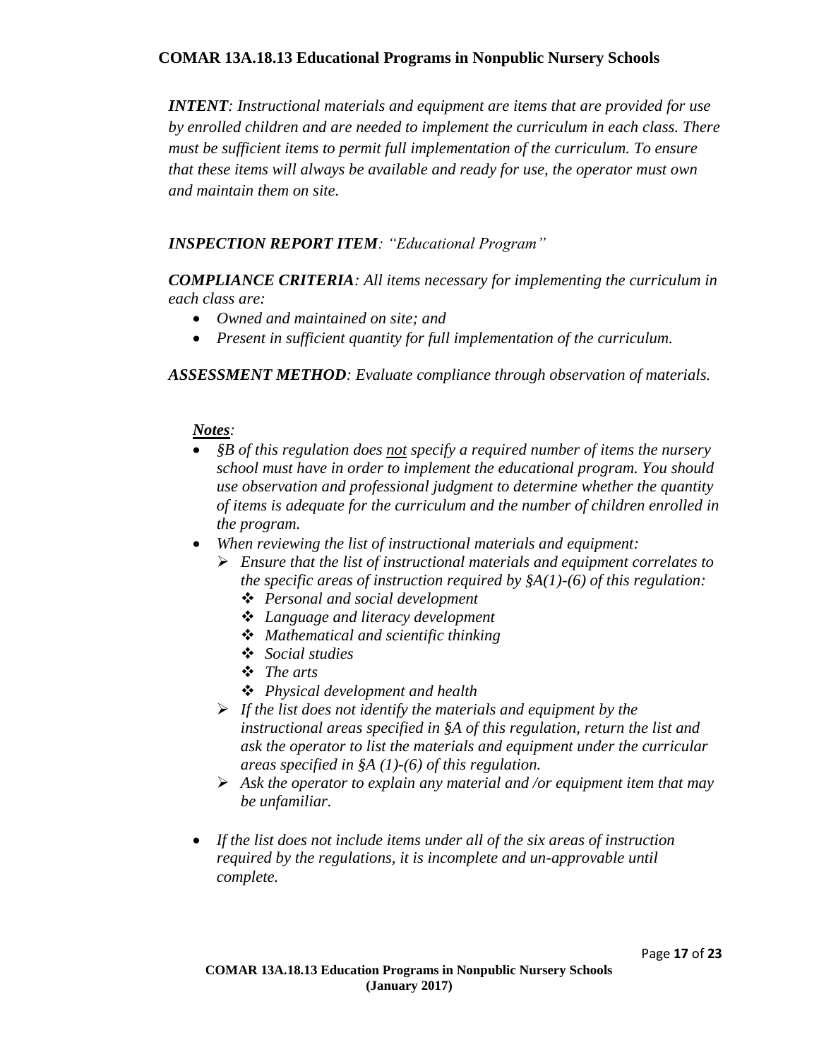*INTENT: Instructional materials and equipment are items that are provided for use by enrolled children and are needed to implement the curriculum in each class. There must be sufficient items to permit full implementation of the curriculum. To ensure that these items will always be available and ready for use, the operator must own and maintain them on site.*

***INSPECTION REPORT ITEM**: "Educational Program"*

***COMPLIANCE CRITERIA**: All items necessary for implementing the curriculum in each class are:*

- *Owned and maintained on site; and*
- *Present in sufficient quantity for full implementation of the curriculum.*

***ASSESSMENT METHOD**: Evaluate compliance through observation of materials.*

***Notes**:*

- *§B of this regulation does not specify a required number of items the nursery school must have in order to implement the educational program. You should use observation and professional judgment to determine whether the quantity of items is adequate for the curriculum and the number of children enrolled in the program.*
- *When reviewing the list of instructional materials and equipment:*
  - *Ensure that the list of instructional materials and equipment correlates to the specific areas of instruction required by §A(1)-(6) of this regulation:*
    - *Personal and social development*
    - *Language and literacy development*
    - *Mathematical and scientific thinking*
    - *Social studies*
    - *The arts*
    - *Physical development and health*
  - *If the list does not identify the materials and equipment by the instructional areas specified in §A of this regulation, return the list and ask the operator to list the materials and equipment under the curricular areas specified in §A (1)-(6) of this regulation.*
  - *Ask the operator to explain any material and /or equipment item that may be unfamiliar.*
- *If the list does not include items under all of the six areas of instruction required by the regulations, it is incomplete and un-approvable until complete.*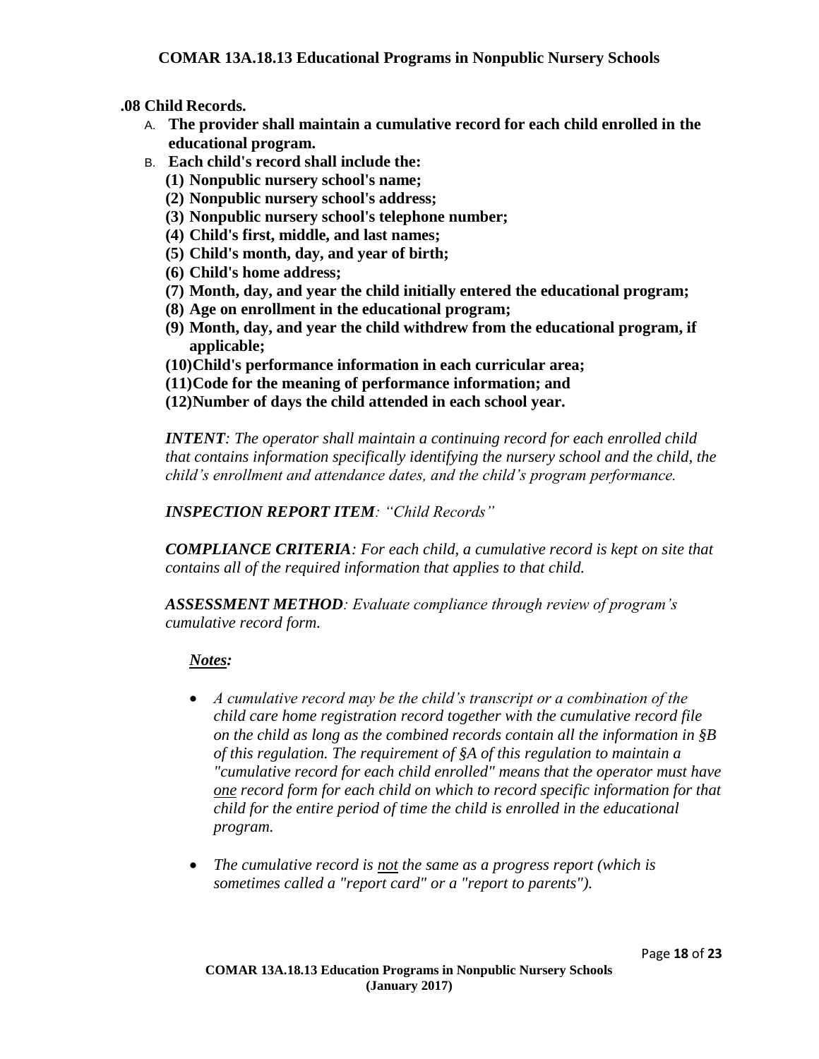## .08 Child Records.

A. **The provider shall maintain a cumulative record for each child enrolled in the educational program.**

B. **Each child's record shall include the:**

   **(1) Nonpublic nursery school's name;**
   **(2) Nonpublic nursery school's address;**
   **(3) Nonpublic nursery school's telephone number;**
   **(4) Child's first, middle, and last names;**
   **(5) Child's month, day, and year of birth;**
   **(6) Child's home address;**
   **(7) Month, day, and year the child initially entered the educational program;**
   **(8) Age on enrollment in the educational program;**
   **(9) Month, day, and year the child withdrew from the educational program, if applicable;**
   **(10) Child's performance information in each curricular area;**
   **(11) Code for the meaning of performance information; and**
   **(12) Number of days the child attended in each school year.**

***INTENT****: The operator shall maintain a continuing record for each enrolled child that contains information specifically identifying the nursery school and the child, the child's enrollment and attendance dates, and the child's program performance.*

***INSPECTION REPORT ITEM****: "Child Records"*

***COMPLIANCE CRITERIA****: For each child, a cumulative record is kept on site that contains all of the required information that applies to that child.*

***ASSESSMENT METHOD****: Evaluate compliance through review of program's cumulative record form.*

***Notes:***

- *A cumulative record may be the child's transcript or a combination of the child care home registration record together with the cumulative record file on the child as long as the combined records contain all the information in §B of this regulation. The requirement of §A of this regulation to maintain a "cumulative record for each child enrolled" means that the operator must have one record form for each child on which to record specific information for that child for the entire period of time the child is enrolled in the educational program.*

- *The cumulative record is not the same as a progress report (which is sometimes called a "report card" or a "report to parents").*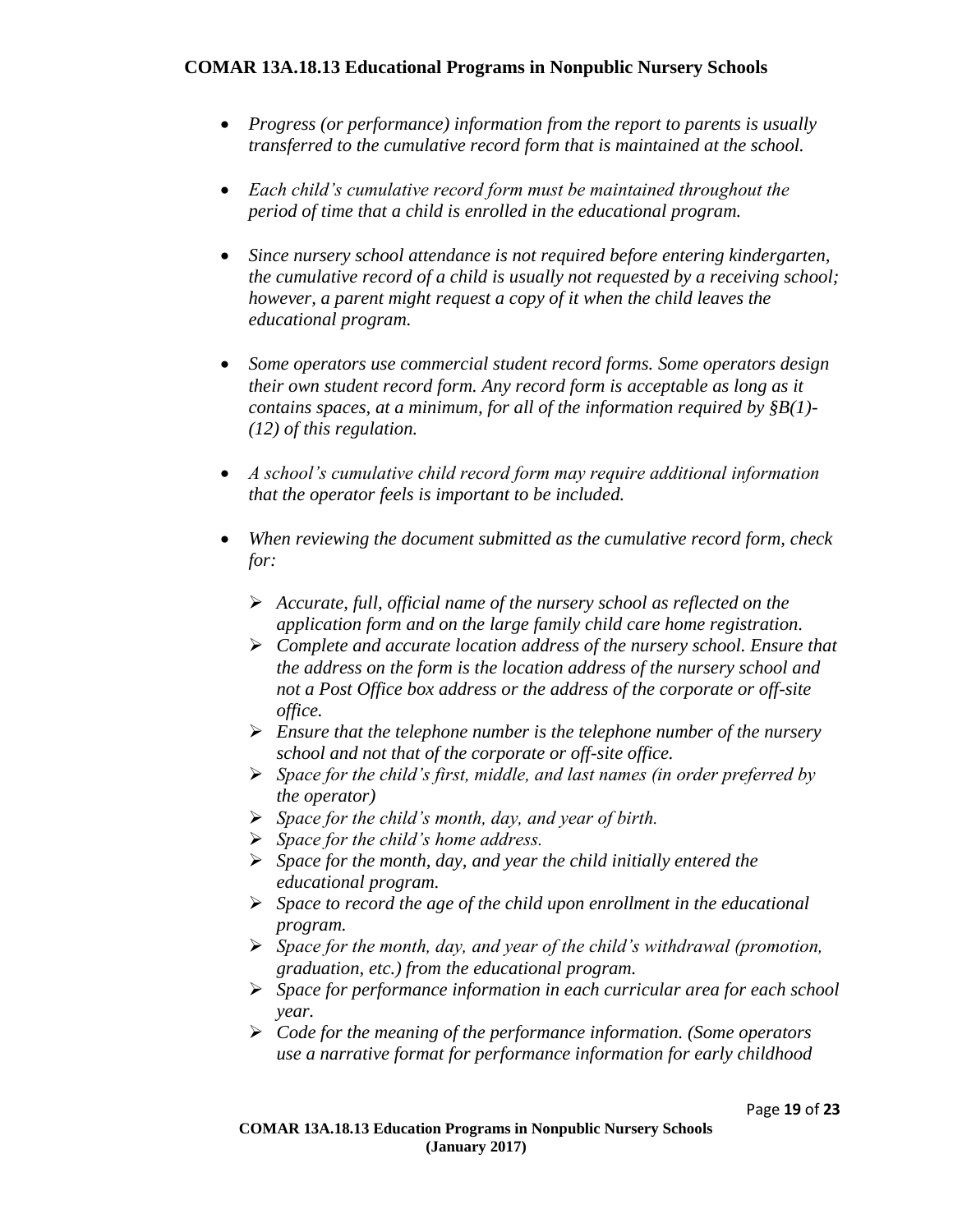- *Progress (or performance) information from the report to parents is usually transferred to the cumulative record form that is maintained at the school.*

- *Each child's cumulative record form must be maintained throughout the period of time that a child is enrolled in the educational program.*

- *Since nursery school attendance is not required before entering kindergarten, the cumulative record of a child is usually not requested by a receiving school; however, a parent might request a copy of it when the child leaves the educational program.*

- *Some operators use commercial student record forms. Some operators design their own student record form. Any record form is acceptable as long as it contains spaces, at a minimum, for all of the information required by §B(1)-(12) of this regulation.*

- *A school's cumulative child record form may require additional information that the operator feels is important to be included.*

- *When reviewing the document submitted as the cumulative record form, check for:*

    - *Accurate, full, official name of the nursery school as reflected on the application form and on the large family child care home registration.*
    - *Complete and accurate location address of the nursery school. Ensure that the address on the form is the location address of the nursery school and not a Post Office box address or the address of the corporate or off-site office.*
    - *Ensure that the telephone number is the telephone number of the nursery school and not that of the corporate or off-site office.*
    - *Space for the child's first, middle, and last names (in order preferred by the operator)*
    - *Space for the child's month, day, and year of birth.*
    - *Space for the child's home address.*
    - *Space for the month, day, and year the child initially entered the educational program.*
    - *Space to record the age of the child upon enrollment in the educational program.*
    - *Space for the month, day, and year of the child's withdrawal (promotion, graduation, etc.) from the educational program.*
    - *Space for performance information in each curricular area for each school year.*
    - *Code for the meaning of the performance information. (Some operators use a narrative format for performance information for early childhood*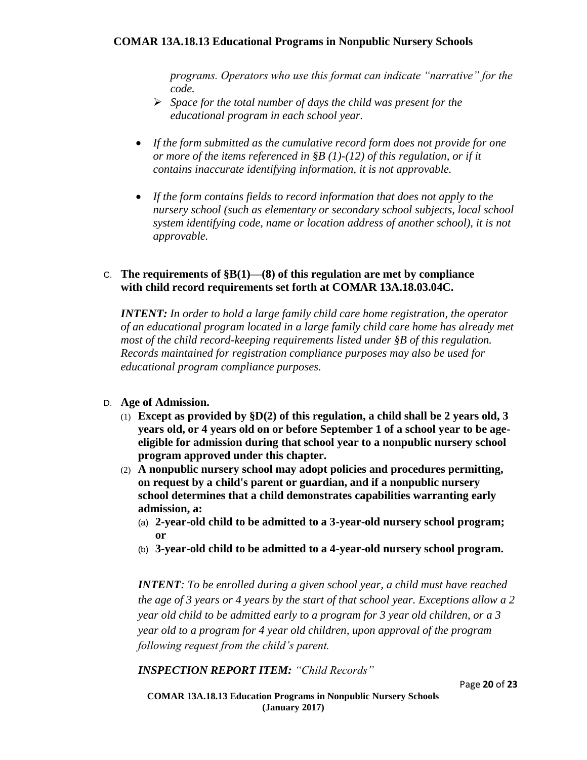*programs. Operators who use this format can indicate "narrative" for the code.*

- ➢ *Space for the total number of days the child was present for the educational program in each school year.*

- *If the form submitted as the cumulative record form does not provide for one or more of the items referenced in §B (1)-(12) of this regulation, or if it contains inaccurate identifying information, it is not approvable.*

- *If the form contains fields to record information that does not apply to the nursery school (such as elementary or secondary school subjects, local school system identifying code, name or location address of another school), it is not approvable.*

C. **The requirements of §B(1)—(8) of this regulation are met by compliance with child record requirements set forth at COMAR 13A.18.03.04C.**

***INTENT:*** *In order to hold a large family child care home registration, the operator of an educational program located in a large family child care home has already met most of the child record-keeping requirements listed under §B of this regulation. Records maintained for registration compliance purposes may also be used for educational program compliance purposes.*

D. **Age of Admission.**

(1) **Except as provided by §D(2) of this regulation, a child shall be 2 years old, 3 years old, or 4 years old on or before September 1 of a school year to be age-eligible for admission during that school year to a nonpublic nursery school program approved under this chapter.**

(2) **A nonpublic nursery school may adopt policies and procedures permitting, on request by a child's parent or guardian, and if a nonpublic nursery school determines that a child demonstrates capabilities warranting early admission, a:**

(a) **2-year-old child to be admitted to a 3-year-old nursery school program; or**

(b) **3-year-old child to be admitted to a 4-year-old nursery school program.**

***INTENT****: To be enrolled during a given school year, a child must have reached the age of 3 years or 4 years by the start of that school year. Exceptions allow a 2 year old child to be admitted early to a program for 3 year old children, or a 3 year old to a program for 4 year old children, upon approval of the program following request from the child's parent.*

***INSPECTION REPORT ITEM:*** *"Child Records"*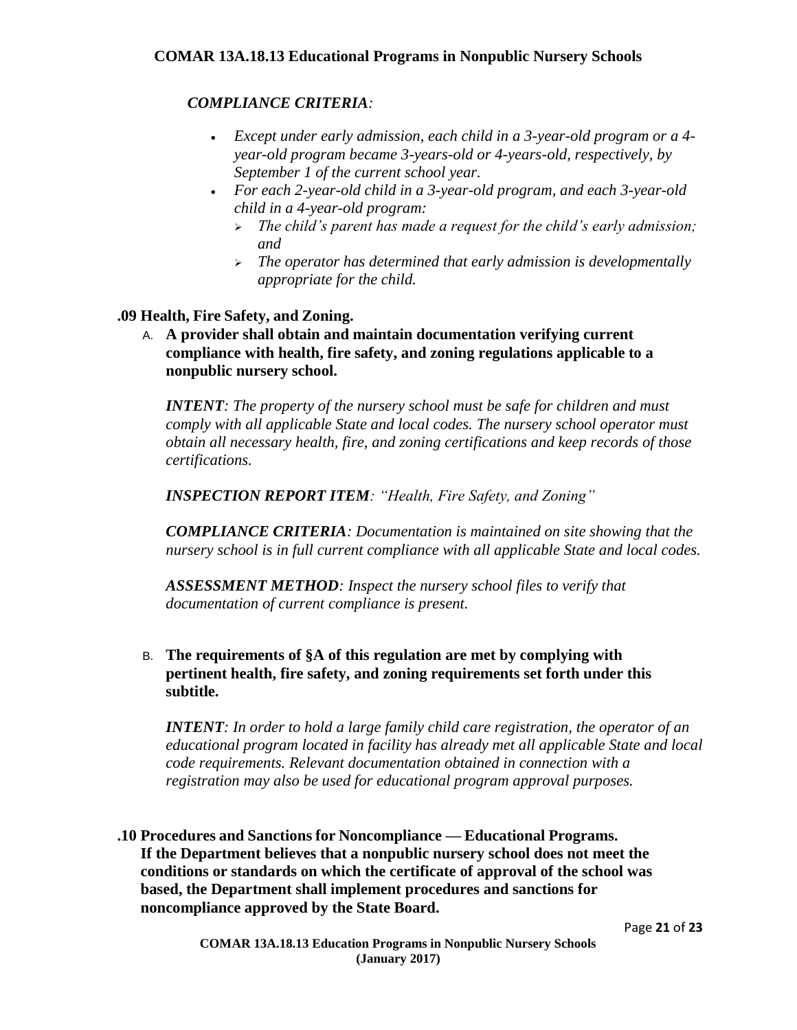*COMPLIANCE CRITERIA:*

- *Except under early admission, each child in a 3-year-old program or a 4-year-old program became 3-years-old or 4-years-old, respectively, by September 1 of the current school year.*
- *For each 2-year-old child in a 3-year-old program, and each 3-year-old child in a 4-year-old program:*
  - *The child's parent has made a request for the child's early admission; and*
  - *The operator has determined that early admission is developmentally appropriate for the child.*

**.09 Health, Fire Safety, and Zoning.**

A. **A provider shall obtain and maintain documentation verifying current compliance with health, fire safety, and zoning regulations applicable to a nonpublic nursery school.**

***INTENT****: The property of the nursery school must be safe for children and must comply with all applicable State and local codes. The nursery school operator must obtain all necessary health, fire, and zoning certifications and keep records of those certifications.*

***INSPECTION REPORT ITEM****: "Health, Fire Safety, and Zoning"*

***COMPLIANCE CRITERIA****: Documentation is maintained on site showing that the nursery school is in full current compliance with all applicable State and local codes.*

***ASSESSMENT METHOD****: Inspect the nursery school files to verify that documentation of current compliance is present.*

B. **The requirements of §A of this regulation are met by complying with pertinent health, fire safety, and zoning requirements set forth under this subtitle.**

***INTENT****: In order to hold a large family child care registration, the operator of an educational program located in facility has already met all applicable State and local code requirements. Relevant documentation obtained in connection with a registration may also be used for educational program approval purposes.*

**.10 Procedures and Sanctions for Noncompliance — Educational Programs.**
**If the Department believes that a nonpublic nursery school does not meet the conditions or standards on which the certificate of approval of the school was based, the Department shall implement procedures and sanctions for noncompliance approved by the State Board.**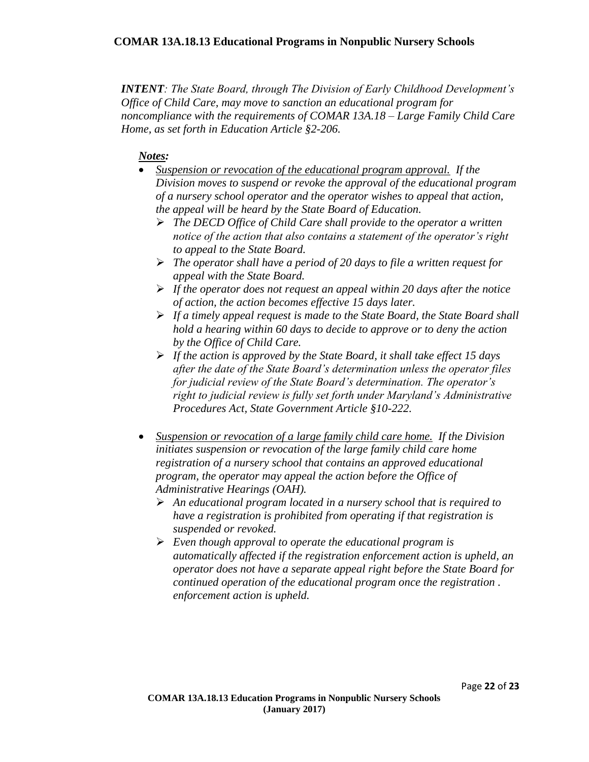***INTENT****: The State Board, through The Division of Early Childhood Development's Office of Child Care, may move to sanction an educational program for noncompliance with the requirements of COMAR 13A.18 – Large Family Child Care Home, as set forth in Education Article §2-206.*

***Notes:***

- *Suspension or revocation of the educational program approval. If the Division moves to suspend or revoke the approval of the educational program of a nursery school operator and the operator wishes to appeal that action, the appeal will be heard by the State Board of Education.*
  - *The DECD Office of Child Care shall provide to the operator a written notice of the action that also contains a statement of the operator's right to appeal to the State Board.*
  - *The operator shall have a period of 20 days to file a written request for appeal with the State Board.*
  - *If the operator does not request an appeal within 20 days after the notice of action, the action becomes effective 15 days later.*
  - *If a timely appeal request is made to the State Board, the State Board shall hold a hearing within 60 days to decide to approve or to deny the action by the Office of Child Care.*
  - *If the action is approved by the State Board, it shall take effect 15 days after the date of the State Board's determination unless the operator files for judicial review of the State Board's determination. The operator's right to judicial review is fully set forth under Maryland's Administrative Procedures Act, State Government Article §10-222.*

- *Suspension or revocation of a large family child care home. If the Division initiates suspension or revocation of the large family child care home registration of a nursery school that contains an approved educational program, the operator may appeal the action before the Office of Administrative Hearings (OAH).*
  - *An educational program located in a nursery school that is required to have a registration is prohibited from operating if that registration is suspended or revoked.*
  - *Even though approval to operate the educational program is automatically affected if the registration enforcement action is upheld, an operator does not have a separate appeal right before the State Board for continued operation of the educational program once the registration . enforcement action is upheld.*